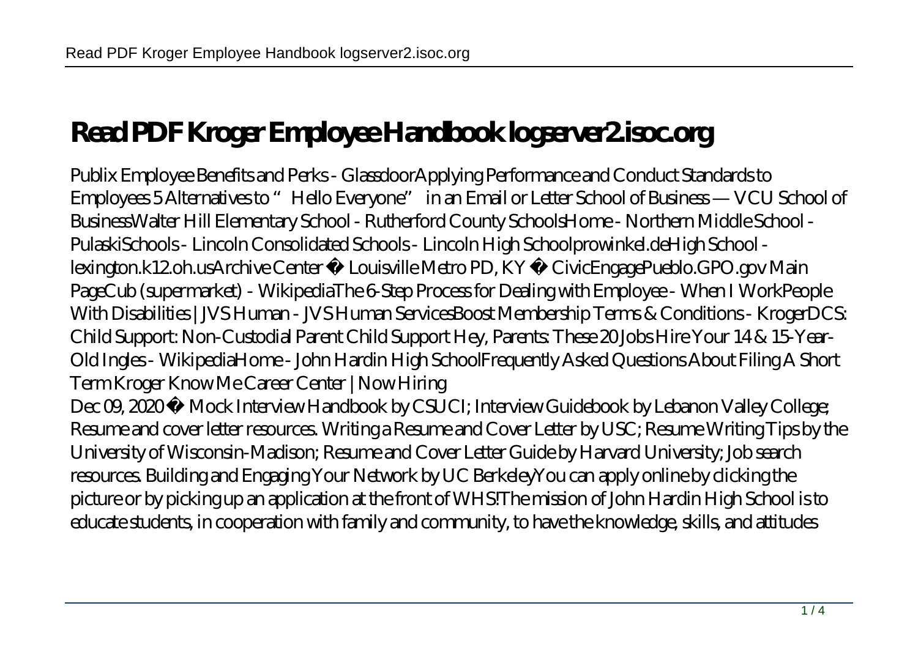# Read PDF Kroger Employee Handbook logserver2.isoc.org

Publix Employee Benefits and Perks - GlassdoorApplying Performance and Conduct Standards to Employees 5 Alternatives to "Hello Everyone" in an Email or Letter School of Business — VCU School of BusinessWalter Hill Elementary School - Rutherford County SchoolsHome - Northern Middle School - PulaskiSchools - Lincoln Consolidated Schools - Lincoln High Schoolprowinkel.deHigh School - lexington.k12.oh.usArchive Center • Louisville Metro PD, KY • CivicEngagePueblo.GPO.gov Main PageCub (supermarket) - WikipediaThe 6-Step Process for Dealing with Employee - When I WorkPeople With Disabilities | JVS Human - JVS Human ServicesBoost Membership Terms & Conditions - KrogerDCS: Child Support: Non-Custodial Parent Child Support Hey, Parents: These 20 Jobs Hire Your 14 & 15-Year-Old Ingles - WikipediaHome - John Hardin High SchoolFrequently Asked Questions About Filing A Short Term Kroger Know Me Career Center | Now Hiring

Dec 09, 2020 · Mock Interview Handbook by CSUCI; Interview Guidebook by Lebanon Valley College; Resume and cover letter resources. Writing a Resume and Cover Letter by USC; Resume Writing Tips by the University of Wisconsin-Madison; Resume and Cover Letter Guide by Harvard University; Job search resources. Building and Engaging Your Network by UC BerkeleyYou can apply online by clicking the picture or by picking up an application at the front of WHS!The mission of John Hardin High School is to educate students, in cooperation with family and community, to have the knowledge, skills, and attitudes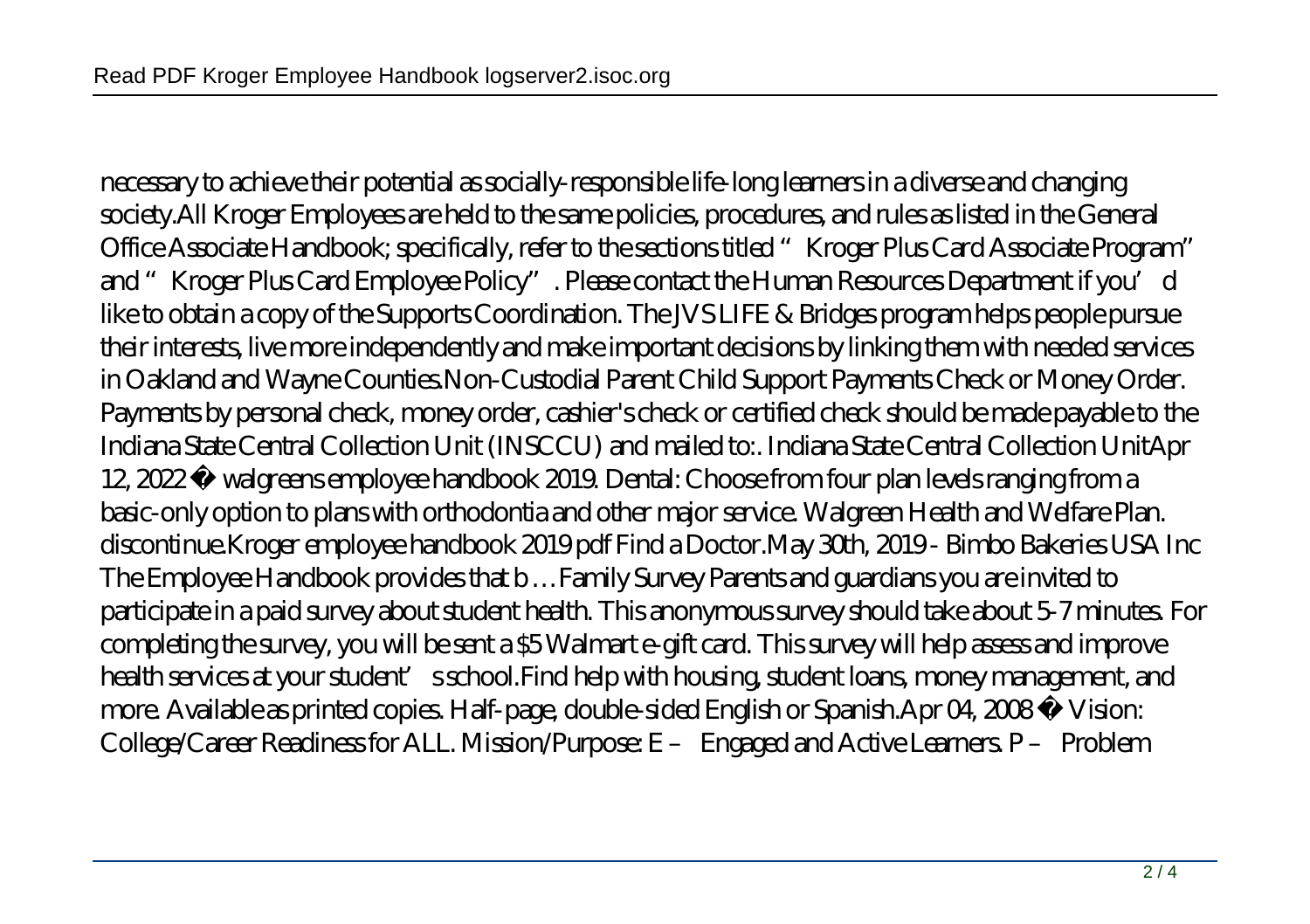necessary to achieve their potential as socially-responsible life-long learners in a diverse and changing society.All Kroger Employees are held to the same policies, procedures, and rules as listed in the General Office Associate Handbook; specifically, refer to the sections titled " Kroger Plus Card Associate Program" and " Kroger Plus Card Employee Policy". Please contact the Human Resources Department if you'd like to obtain a copy of the Supports Coordination. The JVS LIFE & Bridges program helps people pursue their interests, live more independently and make important decisions by linking them with needed services in Oakland and Wayne Counties.Non-Custodial Parent Child Support Payments Check or Money Order. Payments by personal check, money order, cashier's check or certified check should be made payable to the Indiana State Central Collection Unit (INSCCU) and mailed to:. Indiana State Central Collection UnitApr 12, 2022 · walgreens employee handbook 2019. Dental: Choose from four plan levels ranging from a basic-only option to plans with orthodontia and other major service. Walgreen Health and Welfare Plan. discontinue.Kroger employee handbook 2019 pdf Find a Doctor.May 30th, 2019 - Bimbo Bakeries USA Inc The Employee Handbook provides that b … Family Survey Parents and guardians you are invited to participate in a paid survey about student health. This anonymous survey should take about 5-7 minutes. For completing the survey, you will be sent a $5 Walmart e-gift card. This survey will help assess and improve health services at your student's school.Find help with housing, student loans, money management, and more. Available as printed copies. Half-page, double-sided English or Spanish.Apr 04, 2008 · Vision: College/Career Readiness for ALL. Mission/Purpose: E – Engaged and Active Learners. P – Problem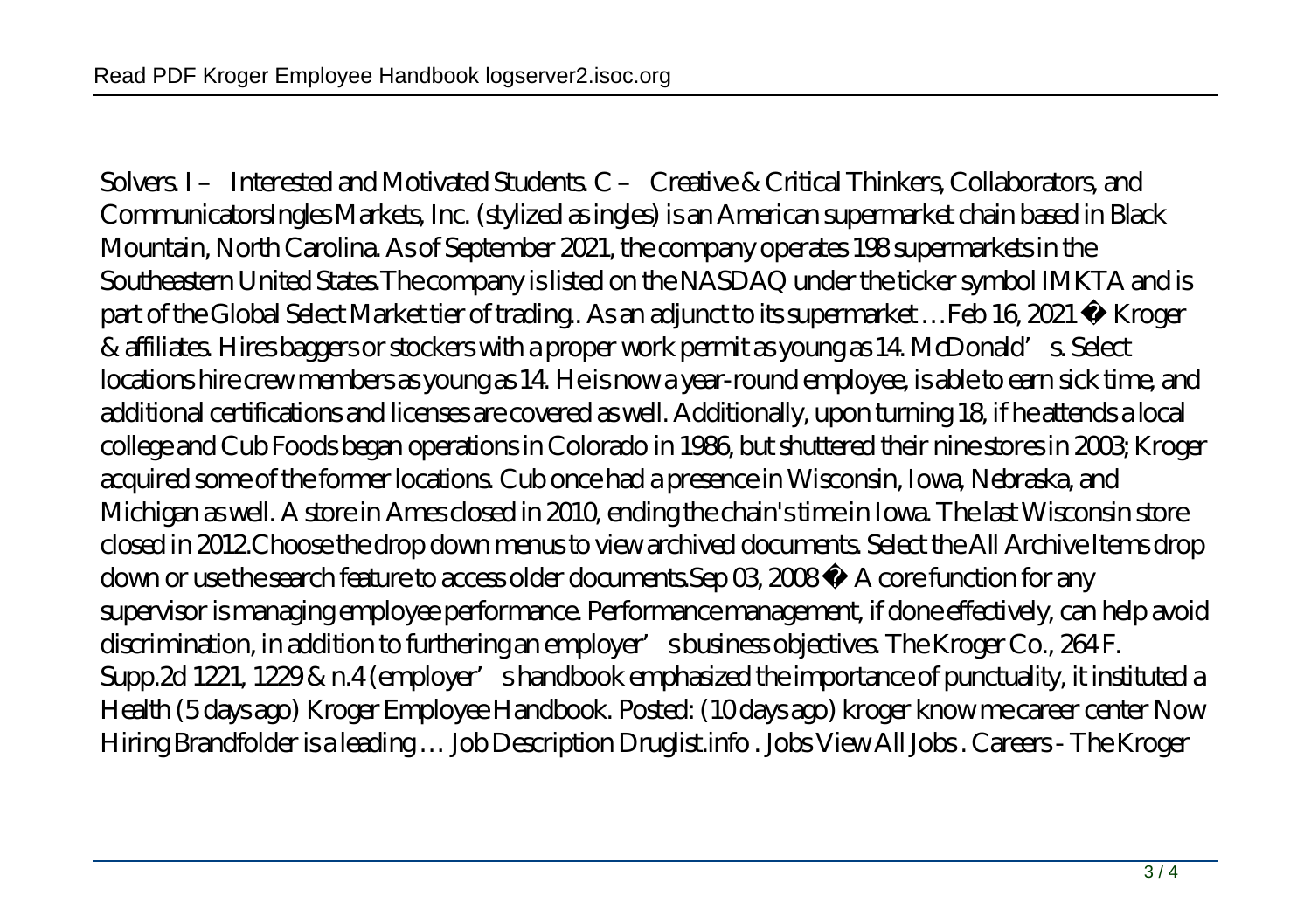Solvers. I – Interested and Motivated Students. C – Creative & Critical Thinkers, Collaborators, and CommunicatorsIngles Markets, Inc. (stylized as ingles) is an American supermarket chain based in Black Mountain, North Carolina. As of September 2021, the company operates 198 supermarkets in the Southeastern United States.The company is listed on the NASDAQ under the ticker symbol IMKTA and is part of the Global Select Market tier of trading.. As an adjunct to its supermarket …Feb 16, 2021 · Kroger & affiliates. Hires baggers or stockers with a proper work permit as young as 14. McDonald's. Select locations hire crew members as young as 14. He is now a year-round employee, is able to earn sick time, and additional certifications and licenses are covered as well. Additionally, upon turning 18, if he attends a local college and Cub Foods began operations in Colorado in 1986, but shuttered their nine stores in 2003; Kroger acquired some of the former locations. Cub once had a presence in Wisconsin, Iowa, Nebraska, and Michigan as well. A store in Ames closed in 2010, ending the chain's time in Iowa. The last Wisconsin store closed in 2012.Choose the drop down menus to view archived documents. Select the All Archive Items drop down or use the search feature to access older documents.Sep 03, 2008 · A core function for any supervisor is managing employee performance. Performance management, if done effectively, can help avoid discrimination, in addition to furthering an employer's business objectives. The Kroger Co., 264 F. Supp.2d 1221, 1229 & n.4 (employer's handbook emphasized the importance of punctuality, it instituted a Health (5 days ago) Kroger Employee Handbook. Posted: (10 days ago) kroger know me career center Now Hiring Brandfolder is a leading … Job Description Druglist.info . Jobs View All Jobs . Careers - The Kroger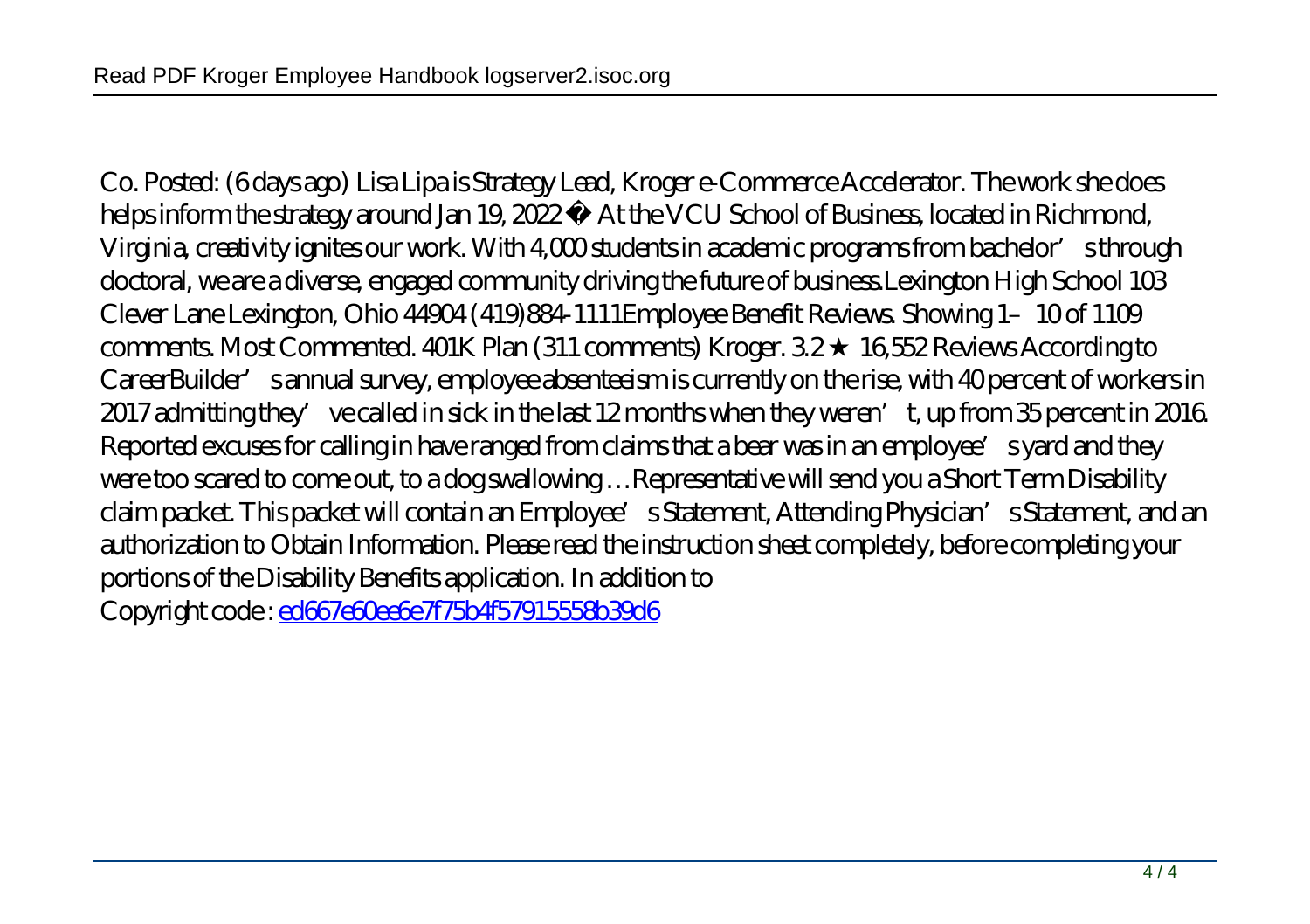Co. Posted: (6 days ago) Lisa Lipa is Strategy Lead, Kroger e-Commerce Accelerator. The work she does helps inform the strategy around Jan 19, 2022 · At the VCU School of Business, located in Richmond, Virginia, creativity ignites our work. With 4,000 students in academic programs from bachelor's through doctoral, we are a diverse, engaged community driving the future of business.Lexington High School 103 Clever Lane Lexington, Ohio 44904 (419)884-1111Employee Benefit Reviews. Showing 1–10 of 1109 comments. Most Commented. 401K Plan (311 comments) Kroger. 3.2 ★ 16,552 Reviews According to CareerBuilder's annual survey, employee absenteeism is currently on the rise, with 40 percent of workers in 2017 admitting they've called in sick in the last 12 months when they weren't, up from 35 percent in 2016. Reported excuses for calling in have ranged from claims that a bear was in an employee's yard and they were too scared to come out, to a dog swallowing …Representative will send you a Short Term Disability claim packet. This packet will contain an Employee's Statement, Attending Physician's Statement, and an authorization to Obtain Information. Please read the instruction sheet completely, before completing your portions of the Disability Benefits application. In addition to

Copyright code : ed667e60ee6e7f75b4f57915558b39d6